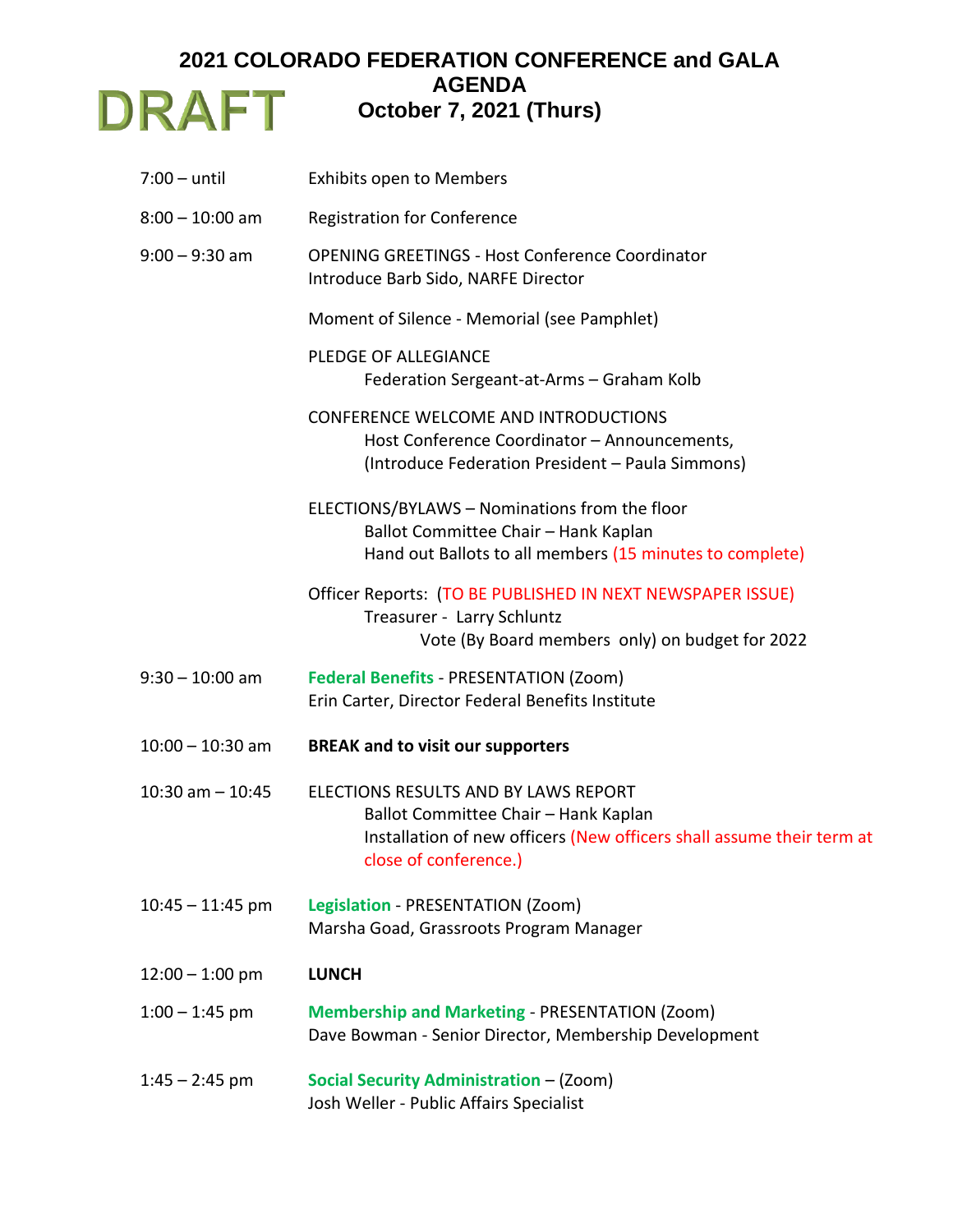# 2021 COLORADO FEDERATION CONFERENCE and GALA

## AGENDA

DRAFT

## October 7, 2021 (Thurs)

| | |
|---|---|
| 7:00 – until | Exhibits open to Members |
| 8:00 – 10:00 am | Registration for Conference |
| 9:00 – 9:30 am | OPENING GREETINGS - Host Conference Coordinator<br>Introduce Barb Sido, NARFE Director<br><br>Moment of Silence - Memorial (see Pamphlet)<br><br>PLEDGE OF ALLEGIANCE<br>Federation Sergeant-at-Arms – Graham Kolb<br><br>CONFERENCE WELCOME AND INTRODUCTIONS<br>Host Conference Coordinator – Announcements,<br>(Introduce Federation President – Paula Simmons)<br><br>ELECTIONS/BYLAWS – Nominations from the floor<br>Ballot Committee Chair – Hank Kaplan<br>Hand out Ballots to all members (15 minutes to complete)<br><br>Officer Reports: (TO BE PUBLISHED IN NEXT NEWSPAPER ISSUE)<br>Treasurer - Larry Schluntz<br>Vote (By Board members only) on budget for 2022 |
| 9:30 – 10:00 am | **Federal Benefits** - PRESENTATION (Zoom)<br>Erin Carter, Director Federal Benefits Institute |
| 10:00 – 10:30 am | **BREAK and to visit our supporters** |
| 10:30 am – 10:45 | ELECTIONS RESULTS AND BY LAWS REPORT<br>Ballot Committee Chair – Hank Kaplan<br>Installation of new officers (New officers shall assume their term at close of conference.) |
| 10:45 – 11:45 pm | **Legislation** - PRESENTATION (Zoom)<br>Marsha Goad, Grassroots Program Manager |
| 12:00 – 1:00 pm | **LUNCH** |
| 1:00 – 1:45 pm | **Membership and Marketing** - PRESENTATION (Zoom)<br>Dave Bowman - Senior Director, Membership Development |
| 1:45 – 2:45 pm | **Social Security Administration** – (Zoom)<br>Josh Weller - Public Affairs Specialist |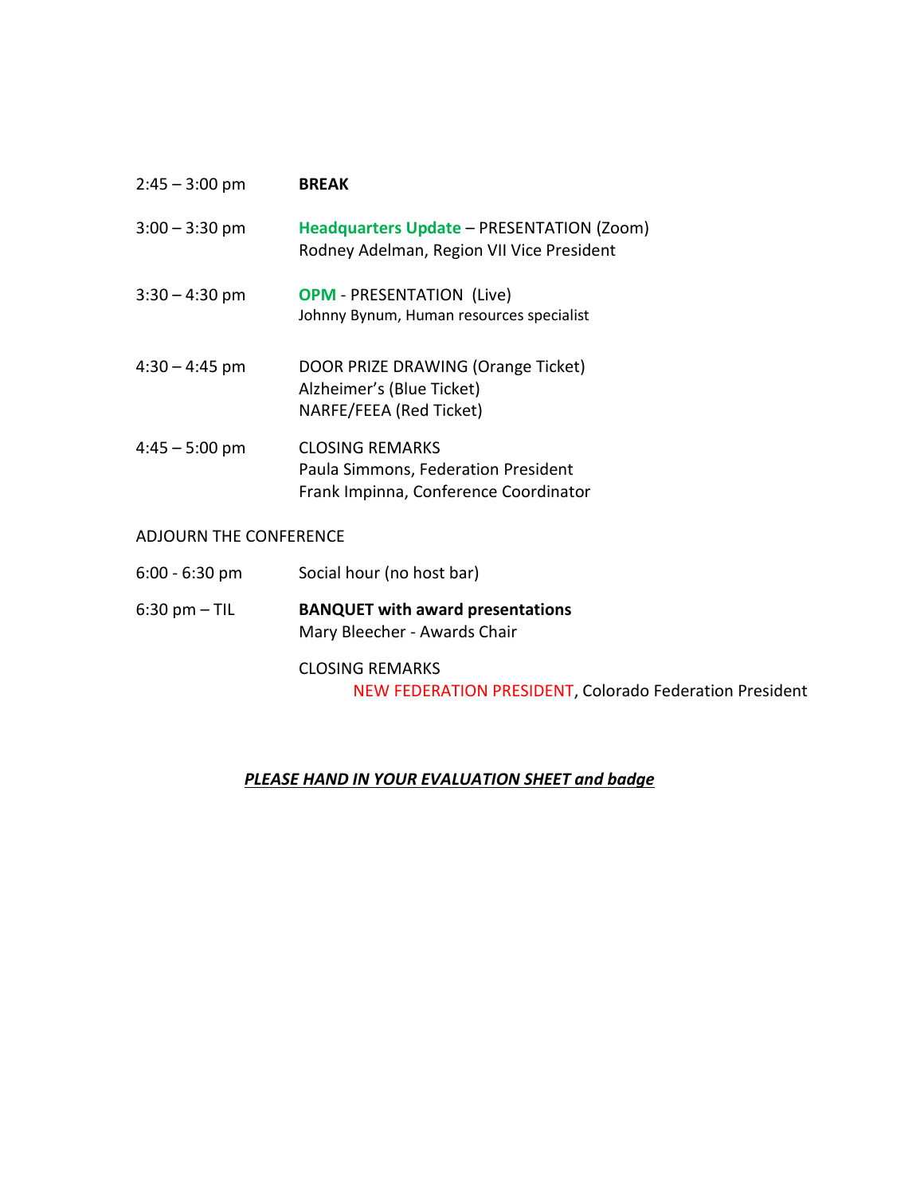| | |
|---|---|
| 2:45 – 3:00 pm | **BREAK** |
| 3:00 – 3:30 pm | **Headquarters Update** – PRESENTATION (Zoom)<br>Rodney Adelman, Region VII Vice President |
| 3:30 – 4:30 pm | **OPM** - PRESENTATION (Live)<br>Johnny Bynum, Human resources specialist |
| 4:30 – 4:45 pm | DOOR PRIZE DRAWING (Orange Ticket)<br>Alzheimer's (Blue Ticket)<br>NARFE/FEEA (Red Ticket) |
| 4:45 – 5:00 pm | CLOSING REMARKS<br>Paula Simmons, Federation President<br>Frank Impinna, Conference Coordinator |

ADJOURN THE CONFERENCE

| | |
|---|---|
| 6:00 - 6:30 pm | Social hour (no host bar) |
| 6:30 pm – TIL | **BANQUET with award presentations**<br>Mary Bleecher - Awards Chair |
| | CLOSING REMARKS<br>NEW FEDERATION PRESIDENT, Colorado Federation President |

***PLEASE HAND IN YOUR EVALUATION SHEET and badge***